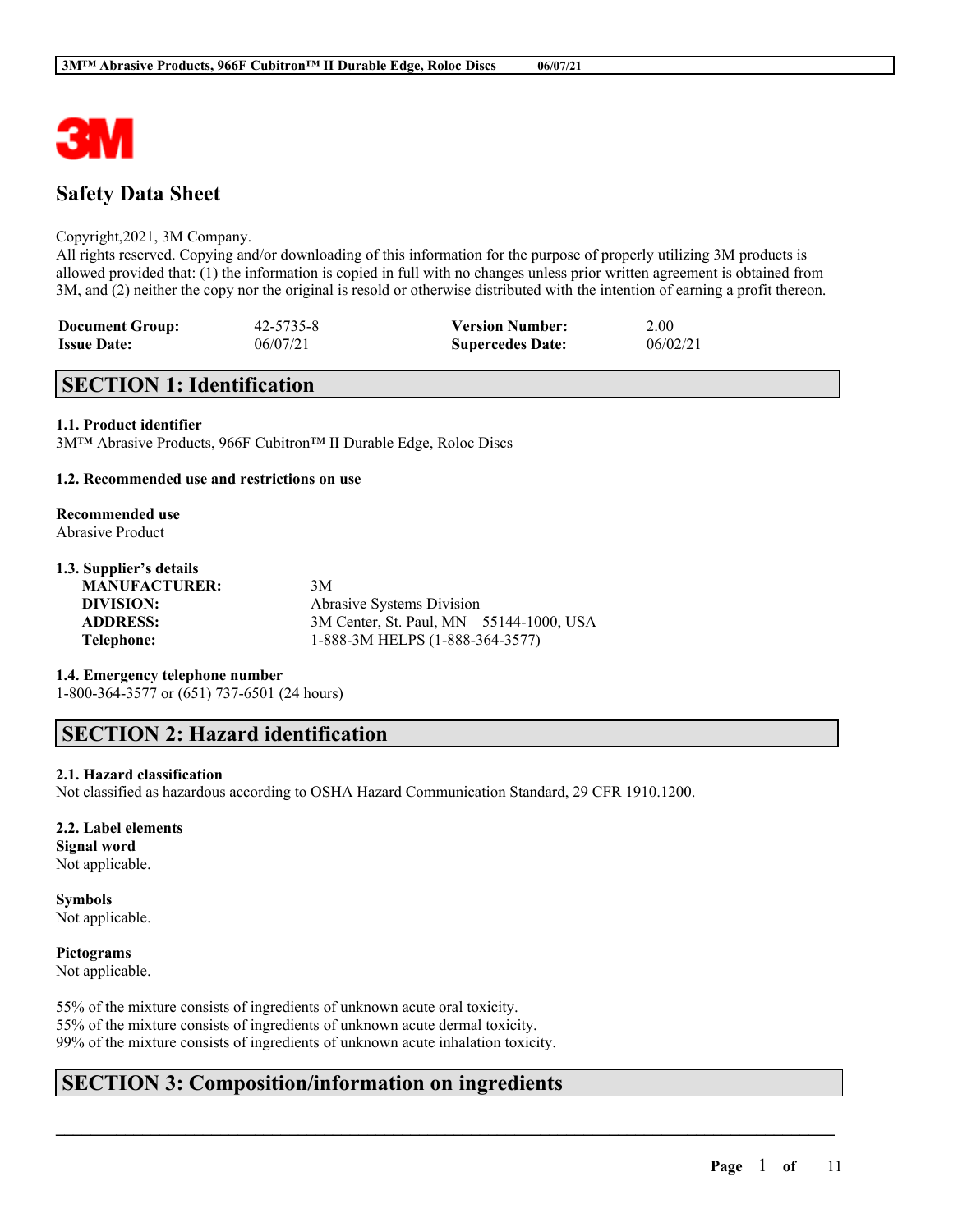# Safety Data Sheet

Copyright,2021, 3M Company.
All rights reserved. Copying and/or downloading of this information for the purpose of properly utilizing 3M products is allowed provided that: (1) the information is copied in full with no changes unless prior written agreement is obtained from 3M, and (2) neither the copy nor the original is resold or otherwise distributed with the intention of earning a profit thereon.

| | | | |
|---|---|---|---|
| **Document Group:** | 42-5735-8 | **Version Number:** | 2.00 |
| **Issue Date:** | 06/07/21 | **Supercedes Date:** | 06/02/21 |

## SECTION 1: Identification

**1.1. Product identifier**
3M™ Abrasive Products, 966F Cubitron™ II Durable Edge, Roloc Discs

**1.2. Recommended use and restrictions on use**

**Recommended use**
Abrasive Product

**1.3. Supplier's details**

| | |
|---|---|
| **MANUFACTURER:** | 3M |
| **DIVISION:** | Abrasive Systems Division |
| **ADDRESS:** | 3M Center, St. Paul, MN 55144-1000, USA |
| **Telephone:** | 1-888-3M HELPS (1-888-364-3577) |

**1.4. Emergency telephone number**
1-800-364-3577 or (651) 737-6501 (24 hours)

## SECTION 2: Hazard identification

**2.1. Hazard classification**
Not classified as hazardous according to OSHA Hazard Communication Standard, 29 CFR 1910.1200.

**2.2. Label elements**
**Signal word**
Not applicable.

**Symbols**
Not applicable.

**Pictograms**
Not applicable.

55% of the mixture consists of ingredients of unknown acute oral toxicity.
55% of the mixture consists of ingredients of unknown acute dermal toxicity.
99% of the mixture consists of ingredients of unknown acute inhalation toxicity.

## SECTION 3: Composition/information on ingredients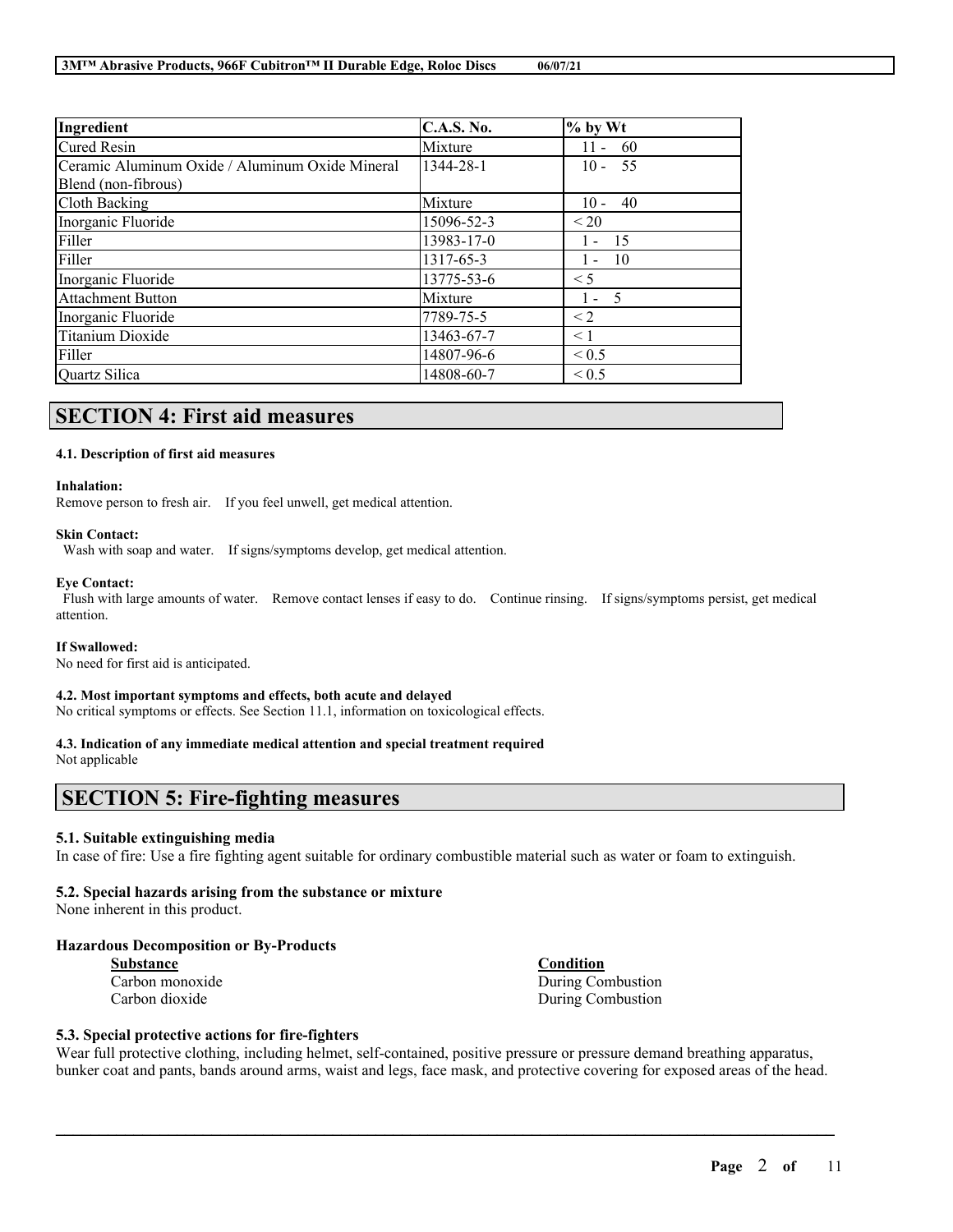| Ingredient | C.A.S. No. | % by Wt |
|---|---|---|
| Cured Resin | Mixture | 11 - 60 |
| Ceramic Aluminum Oxide / Aluminum Oxide Mineral Blend (non-fibrous) | 1344-28-1 | 10 - 55 |
| Cloth Backing | Mixture | 10 - 40 |
| Inorganic Fluoride | 15096-52-3 | < 20 |
| Filler | 13983-17-0 | 1 - 15 |
| Filler | 1317-65-3 | 1 - 10 |
| Inorganic Fluoride | 13775-53-6 | < 5 |
| Attachment Button | Mixture | 1 - 5 |
| Inorganic Fluoride | 7789-75-5 | < 2 |
| Titanium Dioxide | 13463-67-7 | < 1 |
| Filler | 14807-96-6 | < 0.5 |
| Quartz Silica | 14808-60-7 | < 0.5 |

## SECTION 4: First aid measures

#### 4.1. Description of first aid measures

**Inhalation:**
Remove person to fresh air. If you feel unwell, get medical attention.

**Skin Contact:**
Wash with soap and water. If signs/symptoms develop, get medical attention.

**Eye Contact:**
Flush with large amounts of water. Remove contact lenses if easy to do. Continue rinsing. If signs/symptoms persist, get medical attention.

**If Swallowed:**
No need for first aid is anticipated.

#### 4.2. Most important symptoms and effects, both acute and delayed
No critical symptoms or effects. See Section 11.1, information on toxicological effects.

#### 4.3. Indication of any immediate medical attention and special treatment required
Not applicable

## SECTION 5: Fire-fighting measures

### 5.1. Suitable extinguishing media
In case of fire: Use a fire fighting agent suitable for ordinary combustible material such as water or foam to extinguish.

### 5.2. Special hazards arising from the substance or mixture
None inherent in this product.

### Hazardous Decomposition or By-Products

| Substance | Condition |
|---|---|
| Carbon monoxide | During Combustion |
| Carbon dioxide | During Combustion |

### 5.3. Special protective actions for fire-fighters
Wear full protective clothing, including helmet, self-contained, positive pressure or pressure demand breathing apparatus, bunker coat and pants, bands around arms, waist and legs, face mask, and protective covering for exposed areas of the head.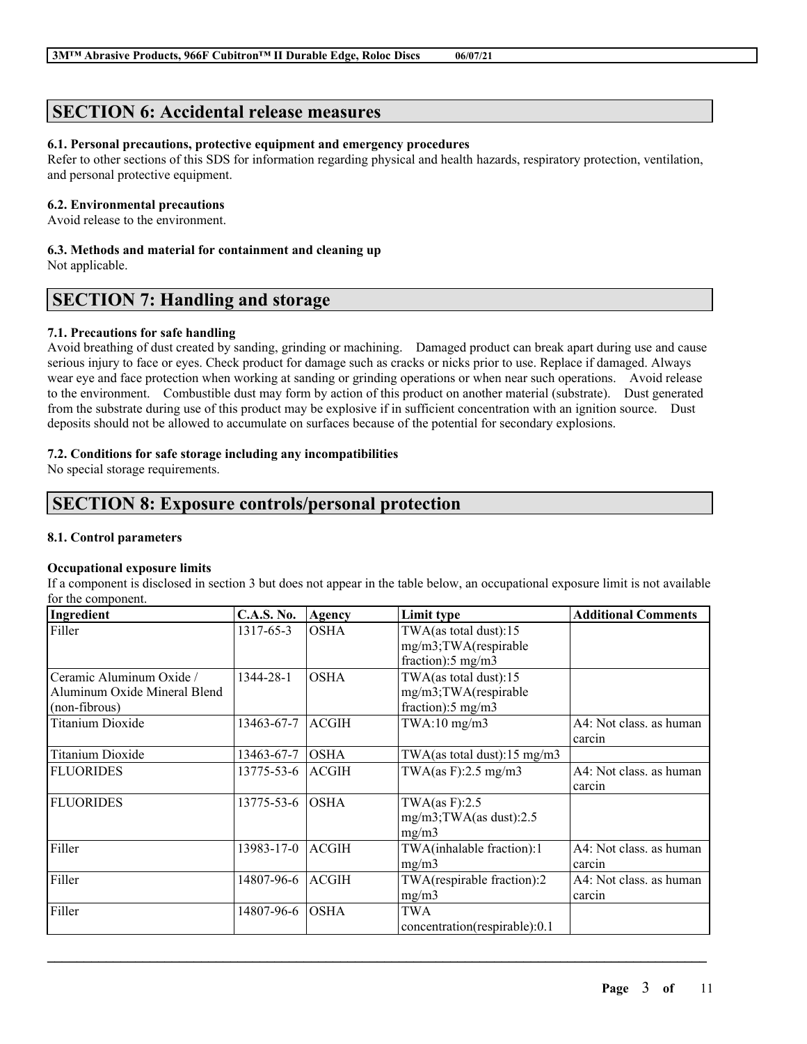## SECTION 6: Accidental release measures

### 6.1. Personal precautions, protective equipment and emergency procedures

Refer to other sections of this SDS for information regarding physical and health hazards, respiratory protection, ventilation, and personal protective equipment.

### 6.2. Environmental precautions

Avoid release to the environment.

### 6.3. Methods and material for containment and cleaning up

Not applicable.

## SECTION 7: Handling and storage

### 7.1. Precautions for safe handling

Avoid breathing of dust created by sanding, grinding or machining. Damaged product can break apart during use and cause serious injury to face or eyes. Check product for damage such as cracks or nicks prior to use. Replace if damaged. Always wear eye and face protection when working at sanding or grinding operations or when near such operations. Avoid release to the environment. Combustible dust may form by action of this product on another material (substrate). Dust generated from the substrate during use of this product may be explosive if in sufficient concentration with an ignition source. Dust deposits should not be allowed to accumulate on surfaces because of the potential for secondary explosions.

### 7.2. Conditions for safe storage including any incompatibilities

No special storage requirements.

## SECTION 8: Exposure controls/personal protection

### 8.1. Control parameters

**Occupational exposure limits**

If a component is disclosed in section 3 but does not appear in the table below, an occupational exposure limit is not available for the component.

| Ingredient | C.A.S. No. | Agency | Limit type | Additional Comments |
|---|---|---|---|---|
| Filler | 1317-65-3 | OSHA | TWA(as total dust):15 mg/m3;TWA(respirable fraction):5 mg/m3 | |
| Ceramic Aluminum Oxide / Aluminum Oxide Mineral Blend (non-fibrous) | 1344-28-1 | OSHA | TWA(as total dust):15 mg/m3;TWA(respirable fraction):5 mg/m3 | |
| Titanium Dioxide | 13463-67-7 | ACGIH | TWA:10 mg/m3 | A4: Not class. as human carcin |
| Titanium Dioxide | 13463-67-7 | OSHA | TWA(as total dust):15 mg/m3 | |
| FLUORIDES | 13775-53-6 | ACGIH | TWA(as F):2.5 mg/m3 | A4: Not class. as human carcin |
| FLUORIDES | 13775-53-6 | OSHA | TWA(as F):2.5 mg/m3;TWA(as dust):2.5 mg/m3 | |
| Filler | 13983-17-0 | ACGIH | TWA(inhalable fraction):1 mg/m3 | A4: Not class. as human carcin |
| Filler | 14807-96-6 | ACGIH | TWA(respirable fraction):2 mg/m3 | A4: Not class. as human carcin |
| Filler | 14807-96-6 | OSHA | TWA concentration(respirable):0.1 | |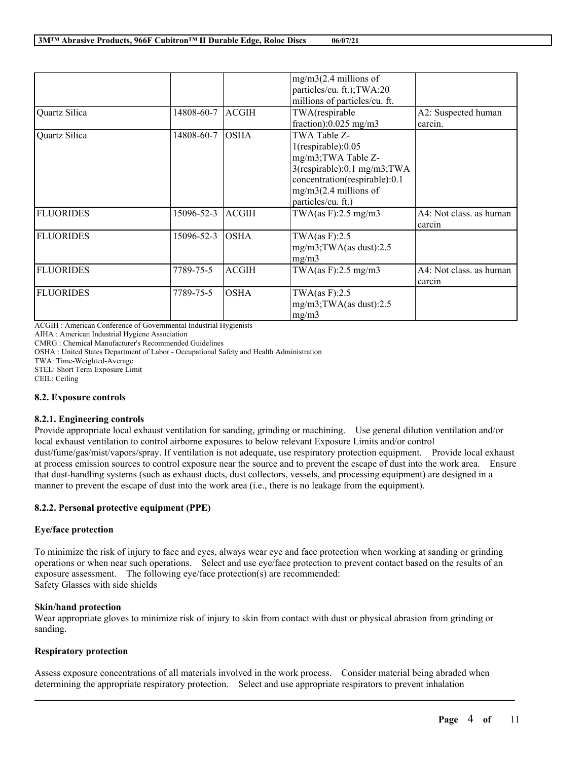|  |  |  |  |  |
| --- | --- | --- | --- | --- |
|  |  |  | mg/m3(2.4 millions of particles/cu. ft.);TWA:20 millions of particles/cu. ft. |  |
| Quartz Silica | 14808-60-7 | ACGIH | TWA(respirable fraction):0.025 mg/m3 | A2: Suspected human carcin. |
| Quartz Silica | 14808-60-7 | OSHA | TWA Table Z-1(respirable):0.05 mg/m3;TWA Table Z-3(respirable):0.1 mg/m3;TWA concentration(respirable):0.1 mg/m3(2.4 millions of particles/cu. ft.) |  |
| FLUORIDES | 15096-52-3 | ACGIH | TWA(as F):2.5 mg/m3 | A4: Not class. as human carcin |
| FLUORIDES | 15096-52-3 | OSHA | TWA(as F):2.5 mg/m3;TWA(as dust):2.5 mg/m3 |  |
| FLUORIDES | 7789-75-5 | ACGIH | TWA(as F):2.5 mg/m3 | A4: Not class. as human carcin |
| FLUORIDES | 7789-75-5 | OSHA | TWA(as F):2.5 mg/m3;TWA(as dust):2.5 mg/m3 |  |

ACGIH : American Conference of Governmental Industrial Hygienists
AIHA : American Industrial Hygiene Association
CMRG : Chemical Manufacturer's Recommended Guidelines
OSHA : United States Department of Labor - Occupational Safety and Health Administration
TWA: Time-Weighted-Average
STEL: Short Term Exposure Limit
CEIL: Ceiling

### 8.2. Exposure controls

#### 8.2.1. Engineering controls

Provide appropriate local exhaust ventilation for sanding, grinding or machining. Use general dilution ventilation and/or local exhaust ventilation to control airborne exposures to below relevant Exposure Limits and/or control dust/fume/gas/mist/vapors/spray. If ventilation is not adequate, use respiratory protection equipment. Provide local exhaust at process emission sources to control exposure near the source and to prevent the escape of dust into the work area. Ensure that dust-handling systems (such as exhaust ducts, dust collectors, vessels, and processing equipment) are designed in a manner to prevent the escape of dust into the work area (i.e., there is no leakage from the equipment).

#### 8.2.2. Personal protective equipment (PPE)

**Eye/face protection**

To minimize the risk of injury to face and eyes, always wear eye and face protection when working at sanding or grinding operations or when near such operations. Select and use eye/face protection to prevent contact based on the results of an exposure assessment. The following eye/face protection(s) are recommended:
Safety Glasses with side shields

**Skin/hand protection**

Wear appropriate gloves to minimize risk of injury to skin from contact with dust or physical abrasion from grinding or sanding.

**Respiratory protection**

Assess exposure concentrations of all materials involved in the work process. Consider material being abraded when determining the appropriate respiratory protection. Select and use appropriate respirators to prevent inhalation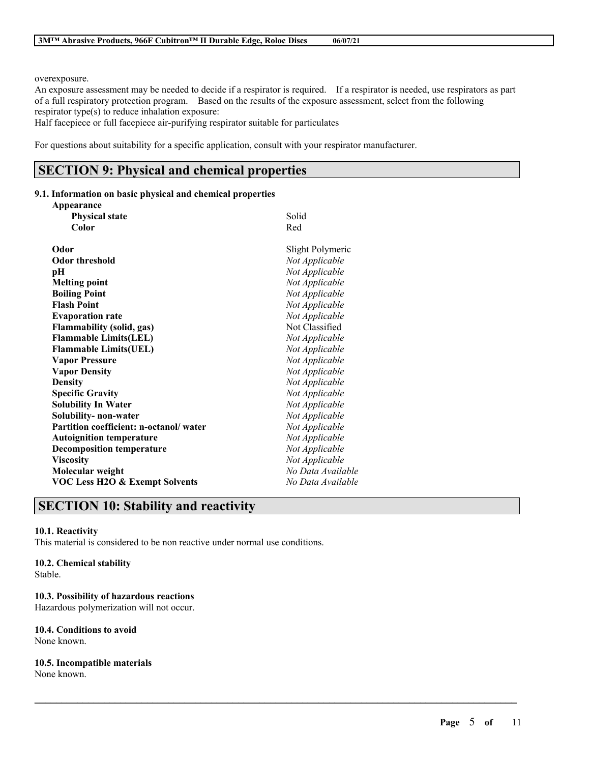overexposure.

An exposure assessment may be needed to decide if a respirator is required. If a respirator is needed, use respirators as part of a full respiratory protection program. Based on the results of the exposure assessment, select from the following respirator type(s) to reduce inhalation exposure:

Half facepiece or full facepiece air-purifying respirator suitable for particulates

For questions about suitability for a specific application, consult with your respirator manufacturer.

## SECTION 9: Physical and chemical properties

### 9.1. Information on basic physical and chemical properties

| Property | Value |
|---|---|
| **Appearance** | |
| **Physical state** | Solid |
| **Color** | Red |
| **Odor** | Slight Polymeric |
| **Odor threshold** | *Not Applicable* |
| **pH** | *Not Applicable* |
| **Melting point** | *Not Applicable* |
| **Boiling Point** | *Not Applicable* |
| **Flash Point** | *Not Applicable* |
| **Evaporation rate** | *Not Applicable* |
| **Flammability (solid, gas)** | Not Classified |
| **Flammable Limits(LEL)** | *Not Applicable* |
| **Flammable Limits(UEL)** | *Not Applicable* |
| **Vapor Pressure** | *Not Applicable* |
| **Vapor Density** | *Not Applicable* |
| **Density** | *Not Applicable* |
| **Specific Gravity** | *Not Applicable* |
| **Solubility In Water** | *Not Applicable* |
| **Solubility- non-water** | *Not Applicable* |
| **Partition coefficient: n-octanol/ water** | *Not Applicable* |
| **Autoignition temperature** | *Not Applicable* |
| **Decomposition temperature** | *Not Applicable* |
| **Viscosity** | *Not Applicable* |
| **Molecular weight** | *No Data Available* |
| **VOC Less H2O & Exempt Solvents** | *No Data Available* |

## SECTION 10: Stability and reactivity

### 10.1. Reactivity

This material is considered to be non reactive under normal use conditions.

### 10.2. Chemical stability

Stable.

### 10.3. Possibility of hazardous reactions

Hazardous polymerization will not occur.

### 10.4. Conditions to avoid

None known.

### 10.5. Incompatible materials

None known.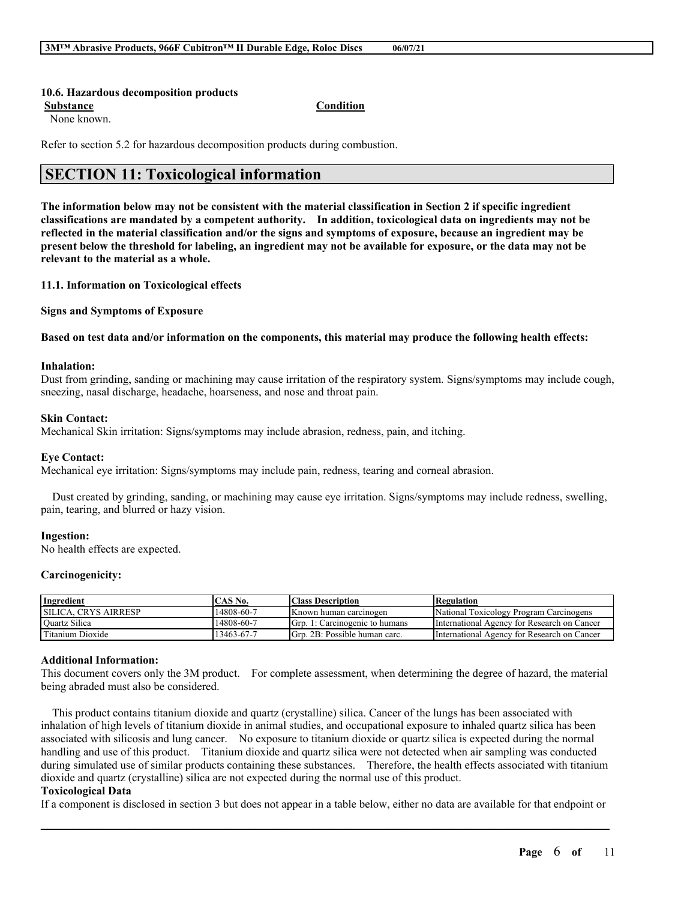#### 10.6. Hazardous decomposition products

| Substance | Condition |
| --- | --- |
| None known. | |

Refer to section 5.2 for hazardous decomposition products during combustion.

## SECTION 11: Toxicological information

**The information below may not be consistent with the material classification in Section 2 if specific ingredient classifications are mandated by a competent authority. In addition, toxicological data on ingredients may not be reflected in the material classification and/or the signs and symptoms of exposure, because an ingredient may be present below the threshold for labeling, an ingredient may not be available for exposure, or the data may not be relevant to the material as a whole.**

### 11.1. Information on Toxicological effects

**Signs and Symptoms of Exposure**

**Based on test data and/or information on the components, this material may produce the following health effects:**

**Inhalation:**
Dust from grinding, sanding or machining may cause irritation of the respiratory system. Signs/symptoms may include cough, sneezing, nasal discharge, headache, hoarseness, and nose and throat pain.

**Skin Contact:**
Mechanical Skin irritation: Signs/symptoms may include abrasion, redness, pain, and itching.

**Eye Contact:**
Mechanical eye irritation: Signs/symptoms may include pain, redness, tearing and corneal abrasion.

Dust created by grinding, sanding, or machining may cause eye irritation. Signs/symptoms may include redness, swelling, pain, tearing, and blurred or hazy vision.

**Ingestion:**
No health effects are expected.

**Carcinogenicity:**

| Ingredient | CAS No. | Class Description | Regulation |
| --- | --- | --- | --- |
| SILICA, CRYS AIRRESP | 14808-60-7 | Known human carcinogen | National Toxicology Program Carcinogens |
| Quartz Silica | 14808-60-7 | Grp. 1: Carcinogenic to humans | International Agency for Research on Cancer |
| Titanium Dioxide | 13463-67-7 | Grp. 2B: Possible human carc. | International Agency for Research on Cancer |

**Additional Information:**
This document covers only the 3M product. For complete assessment, when determining the degree of hazard, the material being abraded must also be considered.

This product contains titanium dioxide and quartz (crystalline) silica. Cancer of the lungs has been associated with inhalation of high levels of titanium dioxide in animal studies, and occupational exposure to inhaled quartz silica has been associated with silicosis and lung cancer. No exposure to titanium dioxide or quartz silica is expected during the normal handling and use of this product. Titanium dioxide and quartz silica were not detected when air sampling was conducted during simulated use of similar products containing these substances. Therefore, the health effects associated with titanium dioxide and quartz (crystalline) silica are not expected during the normal use of this product.

**Toxicological Data**
If a component is disclosed in section 3 but does not appear in a table below, either no data are available for that endpoint or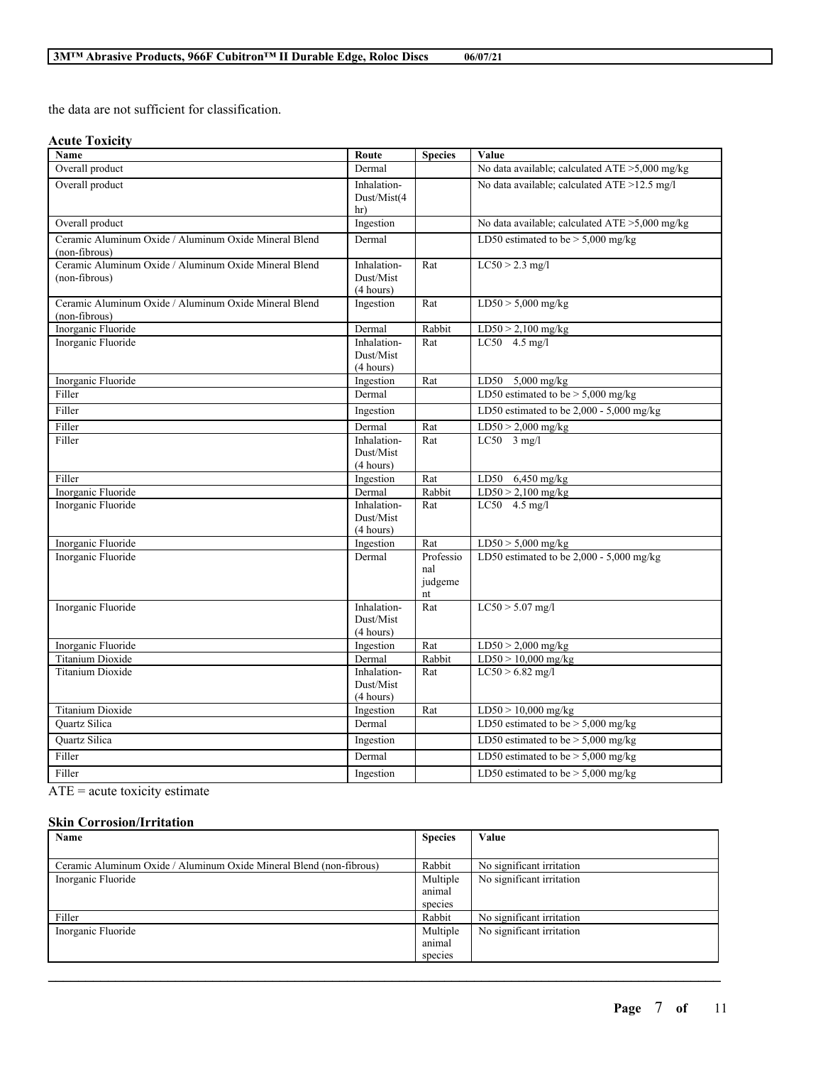the data are not sufficient for classification.

### Acute Toxicity

| Name | Route | Species | Value |
|---|---|---|---|
| Overall product | Dermal | | No data available; calculated ATE >5,000 mg/kg |
| Overall product | Inhalation-Dust/Mist(4 hr) | | No data available; calculated ATE >12.5 mg/l |
| Overall product | Ingestion | | No data available; calculated ATE >5,000 mg/kg |
| Ceramic Aluminum Oxide / Aluminum Oxide Mineral Blend (non-fibrous) | Dermal | | LD50 estimated to be > 5,000 mg/kg |
| Ceramic Aluminum Oxide / Aluminum Oxide Mineral Blend (non-fibrous) | Inhalation-Dust/Mist (4 hours) | Rat | LC50 > 2.3 mg/l |
| Ceramic Aluminum Oxide / Aluminum Oxide Mineral Blend (non-fibrous) | Ingestion | Rat | LD50 > 5,000 mg/kg |
| Inorganic Fluoride | Dermal | Rabbit | LD50 > 2,100 mg/kg |
| Inorganic Fluoride | Inhalation-Dust/Mist (4 hours) | Rat | LC50 4.5 mg/l |
| Inorganic Fluoride | Ingestion | Rat | LD50 5,000 mg/kg |
| Filler | Dermal | | LD50 estimated to be > 5,000 mg/kg |
| Filler | Ingestion | | LD50 estimated to be 2,000 - 5,000 mg/kg |
| Filler | Dermal | Rat | LD50 > 2,000 mg/kg |
| Filler | Inhalation-Dust/Mist (4 hours) | Rat | LC50 3 mg/l |
| Filler | Ingestion | Rat | LD50 6,450 mg/kg |
| Inorganic Fluoride | Dermal | Rabbit | LD50 > 2,100 mg/kg |
| Inorganic Fluoride | Inhalation-Dust/Mist (4 hours) | Rat | LC50 4.5 mg/l |
| Inorganic Fluoride | Ingestion | Rat | LD50 > 5,000 mg/kg |
| Inorganic Fluoride | Dermal | Professional judgement | LD50 estimated to be 2,000 - 5,000 mg/kg |
| Inorganic Fluoride | Inhalation-Dust/Mist (4 hours) | Rat | LC50 > 5.07 mg/l |
| Inorganic Fluoride | Ingestion | Rat | LD50 > 2,000 mg/kg |
| Titanium Dioxide | Dermal | Rabbit | LD50 > 10,000 mg/kg |
| Titanium Dioxide | Inhalation-Dust/Mist (4 hours) | Rat | LC50 > 6.82 mg/l |
| Titanium Dioxide | Ingestion | Rat | LD50 > 10,000 mg/kg |
| Quartz Silica | Dermal | | LD50 estimated to be > 5,000 mg/kg |
| Quartz Silica | Ingestion | | LD50 estimated to be > 5,000 mg/kg |
| Filler | Dermal | | LD50 estimated to be > 5,000 mg/kg |
| Filler | Ingestion | | LD50 estimated to be > 5,000 mg/kg |

ATE = acute toxicity estimate

### Skin Corrosion/Irritation

| Name | Species | Value |
|---|---|---|
| Ceramic Aluminum Oxide / Aluminum Oxide Mineral Blend (non-fibrous) | Rabbit | No significant irritation |
| Inorganic Fluoride | Multiple animal species | No significant irritation |
| Filler | Rabbit | No significant irritation |
| Inorganic Fluoride | Multiple animal species | No significant irritation |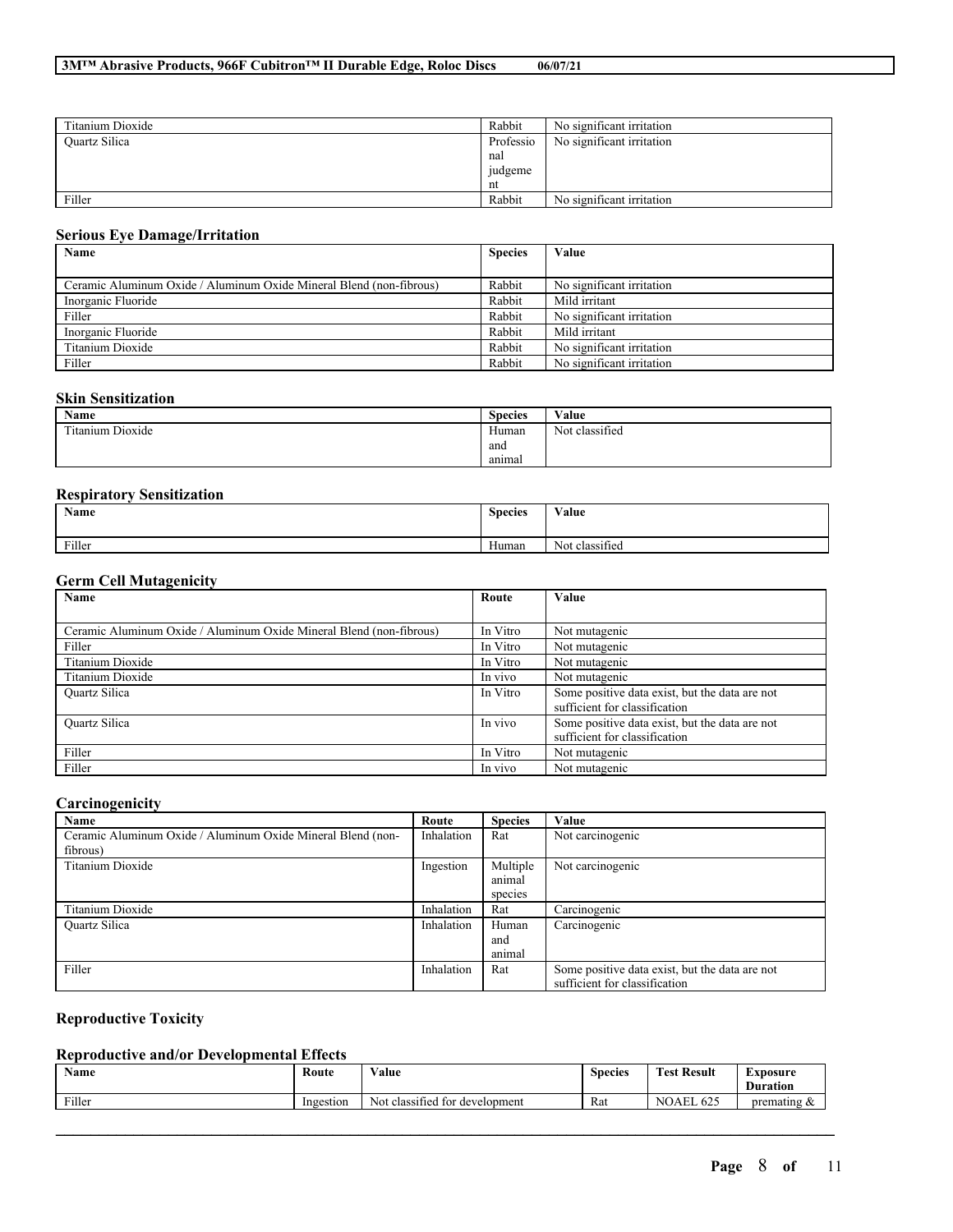| | | |
|---|---|---|
| Titanium Dioxide | Rabbit | No significant irritation |
| Quartz Silica | Professional judgement | No significant irritation |
| Filler | Rabbit | No significant irritation |

### Serious Eye Damage/Irritation

| Name | Species | Value |
|---|---|---|
| Ceramic Aluminum Oxide / Aluminum Oxide Mineral Blend (non-fibrous) | Rabbit | No significant irritation |
| Inorganic Fluoride | Rabbit | Mild irritant |
| Filler | Rabbit | No significant irritation |
| Inorganic Fluoride | Rabbit | Mild irritant |
| Titanium Dioxide | Rabbit | No significant irritation |
| Filler | Rabbit | No significant irritation |

### Skin Sensitization

| Name | Species | Value |
|---|---|---|
| Titanium Dioxide | Human and animal | Not classified |

### Respiratory Sensitization

| Name | Species | Value |
|---|---|---|
| Filler | Human | Not classified |

### Germ Cell Mutagenicity

| Name | Route | Value |
|---|---|---|
| Ceramic Aluminum Oxide / Aluminum Oxide Mineral Blend (non-fibrous) | In Vitro | Not mutagenic |
| Filler | In Vitro | Not mutagenic |
| Titanium Dioxide | In Vitro | Not mutagenic |
| Titanium Dioxide | In vivo | Not mutagenic |
| Quartz Silica | In Vitro | Some positive data exist, but the data are not sufficient for classification |
| Quartz Silica | In vivo | Some positive data exist, but the data are not sufficient for classification |
| Filler | In Vitro | Not mutagenic |
| Filler | In vivo | Not mutagenic |

### Carcinogenicity

| Name | Route | Species | Value |
|---|---|---|---|
| Ceramic Aluminum Oxide / Aluminum Oxide Mineral Blend (non-fibrous) | Inhalation | Rat | Not carcinogenic |
| Titanium Dioxide | Ingestion | Multiple animal species | Not carcinogenic |
| Titanium Dioxide | Inhalation | Rat | Carcinogenic |
| Quartz Silica | Inhalation | Human and animal | Carcinogenic |
| Filler | Inhalation | Rat | Some positive data exist, but the data are not sufficient for classification |

### Reproductive Toxicity

### Reproductive and/or Developmental Effects

| Name | Route | Value | Species | Test Result | Exposure Duration |
|---|---|---|---|---|---|
| Filler | Ingestion | Not classified for development | Rat | NOAEL 625 | premating & |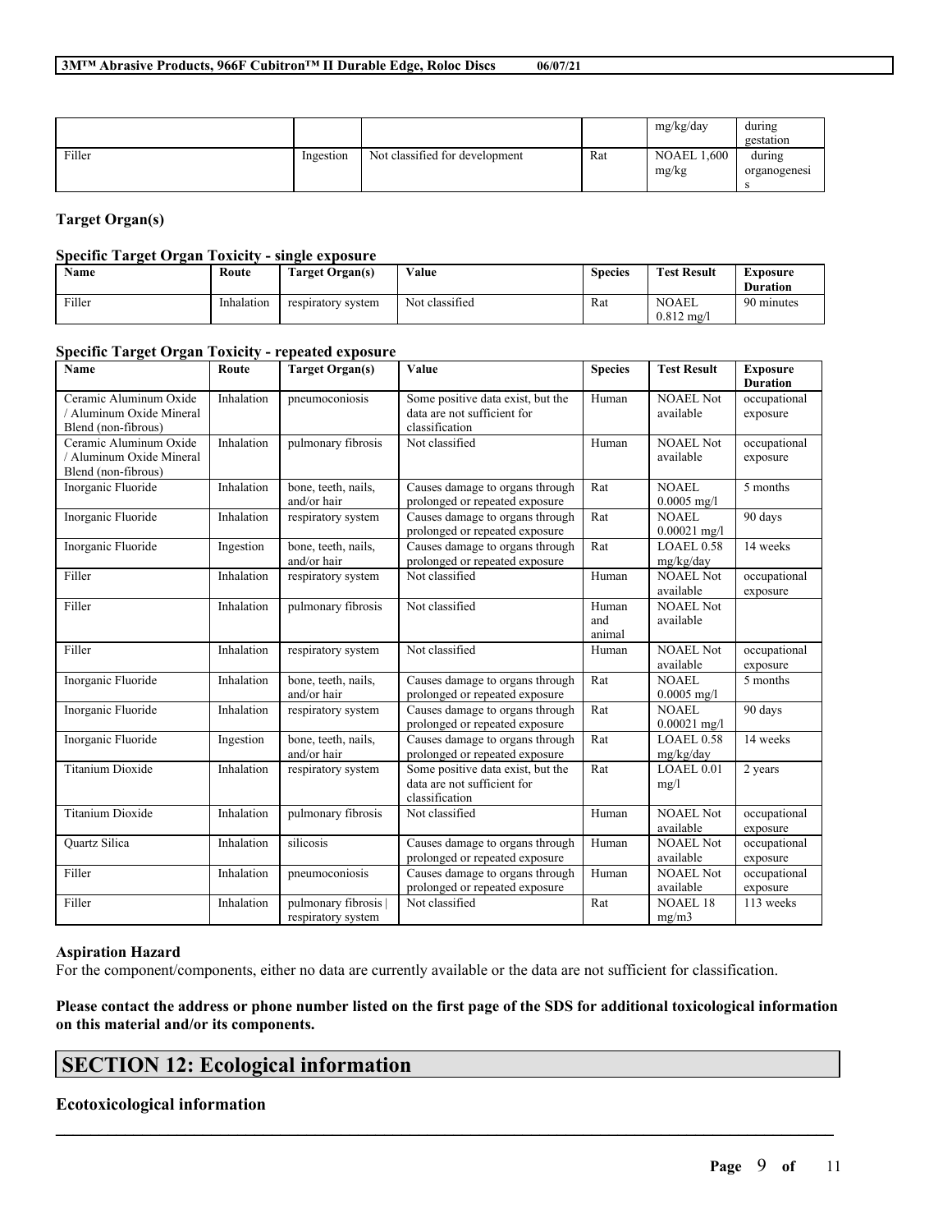| | | | | mg/kg/day | during gestation |
|---|---|---|---|---|---|
| Filler | Ingestion | Not classified for development | Rat | NOAEL 1,600 mg/kg | during organogenesis |

### Target Organ(s)

#### Specific Target Organ Toxicity - single exposure

| Name | Route | Target Organ(s) | Value | Species | Test Result | Exposure Duration |
|---|---|---|---|---|---|---|
| Filler | Inhalation | respiratory system | Not classified | Rat | NOAEL 0.812 mg/l | 90 minutes |

#### Specific Target Organ Toxicity - repeated exposure

| Name | Route | Target Organ(s) | Value | Species | Test Result | Exposure Duration |
|---|---|---|---|---|---|---|
| Ceramic Aluminum Oxide / Aluminum Oxide Mineral Blend (non-fibrous) | Inhalation | pneumoconiosis | Some positive data exist, but the data are not sufficient for classification | Human | NOAEL Not available | occupational exposure |
| Ceramic Aluminum Oxide / Aluminum Oxide Mineral Blend (non-fibrous) | Inhalation | pulmonary fibrosis | Not classified | Human | NOAEL Not available | occupational exposure |
| Inorganic Fluoride | Inhalation | bone, teeth, nails, and/or hair | Causes damage to organs through prolonged or repeated exposure | Rat | NOAEL 0.0005 mg/l | 5 months |
| Inorganic Fluoride | Inhalation | respiratory system | Causes damage to organs through prolonged or repeated exposure | Rat | NOAEL 0.00021 mg/l | 90 days |
| Inorganic Fluoride | Ingestion | bone, teeth, nails, and/or hair | Causes damage to organs through prolonged or repeated exposure | Rat | LOAEL 0.58 mg/kg/day | 14 weeks |
| Filler | Inhalation | respiratory system | Not classified | Human | NOAEL Not available | occupational exposure |
| Filler | Inhalation | pulmonary fibrosis | Not classified | Human and animal | NOAEL Not available | |
| Filler | Inhalation | respiratory system | Not classified | Human | NOAEL Not available | occupational exposure |
| Inorganic Fluoride | Inhalation | bone, teeth, nails, and/or hair | Causes damage to organs through prolonged or repeated exposure | Rat | NOAEL 0.0005 mg/l | 5 months |
| Inorganic Fluoride | Inhalation | respiratory system | Causes damage to organs through prolonged or repeated exposure | Rat | NOAEL 0.00021 mg/l | 90 days |
| Inorganic Fluoride | Ingestion | bone, teeth, nails, and/or hair | Causes damage to organs through prolonged or repeated exposure | Rat | LOAEL 0.58 mg/kg/day | 14 weeks |
| Titanium Dioxide | Inhalation | respiratory system | Some positive data exist, but the data are not sufficient for classification | Rat | LOAEL 0.01 mg/l | 2 years |
| Titanium Dioxide | Inhalation | pulmonary fibrosis | Not classified | Human | NOAEL Not available | occupational exposure |
| Quartz Silica | Inhalation | silicosis | Causes damage to organs through prolonged or repeated exposure | Human | NOAEL Not available | occupational exposure |
| Filler | Inhalation | pneumoconiosis | Causes damage to organs through prolonged or repeated exposure | Human | NOAEL Not available | occupational exposure |
| Filler | Inhalation | pulmonary fibrosis \| respiratory system | Not classified | Rat | NOAEL 18 mg/m3 | 113 weeks |

#### Aspiration Hazard

For the component/components, either no data are currently available or the data are not sufficient for classification.

**Please contact the address or phone number listed on the first page of the SDS for additional toxicological information on this material and/or its components.**

## SECTION 12: Ecological information

### Ecotoxicological information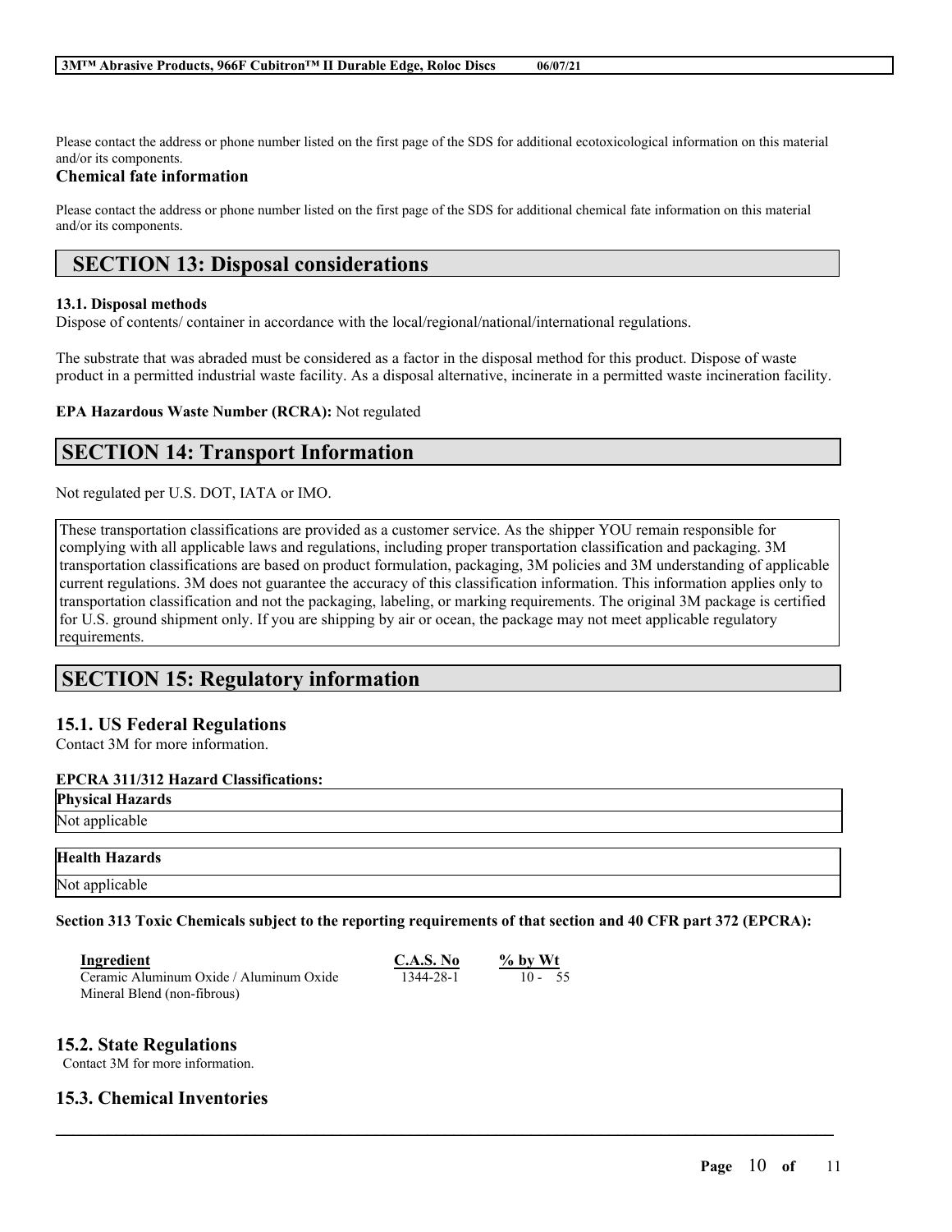Please contact the address or phone number listed on the first page of the SDS for additional ecotoxicological information on this material and/or its components.

### Chemical fate information

Please contact the address or phone number listed on the first page of the SDS for additional chemical fate information on this material and/or its components.

## SECTION 13: Disposal considerations

**13.1. Disposal methods**

Dispose of contents/ container in accordance with the local/regional/national/international regulations.

The substrate that was abraded must be considered as a factor in the disposal method for this product. Dispose of waste product in a permitted industrial waste facility. As a disposal alternative, incinerate in a permitted waste incineration facility.

**EPA Hazardous Waste Number (RCRA):** Not regulated

## SECTION 14: Transport Information

Not regulated per U.S. DOT, IATA or IMO.

These transportation classifications are provided as a customer service. As the shipper YOU remain responsible for complying with all applicable laws and regulations, including proper transportation classification and packaging. 3M transportation classifications are based on product formulation, packaging, 3M policies and 3M understanding of applicable current regulations. 3M does not guarantee the accuracy of this classification information. This information applies only to transportation classification and not the packaging, labeling, or marking requirements. The original 3M package is certified for U.S. ground shipment only. If you are shipping by air or ocean, the package may not meet applicable regulatory requirements.

## SECTION 15: Regulatory information

### 15.1. US Federal Regulations

Contact 3M for more information.

**EPCRA 311/312 Hazard Classifications:**

| Physical Hazards |
|---|
| Not applicable |

| Health Hazards |
|---|
| Not applicable |

**Section 313 Toxic Chemicals subject to the reporting requirements of that section and 40 CFR part 372 (EPCRA):**

| Ingredient | C.A.S. No | % by Wt |
|---|---|---|
| Ceramic Aluminum Oxide / Aluminum Oxide Mineral Blend (non-fibrous) | 1344-28-1 | 10 - 55 |

### 15.2. State Regulations

Contact 3M for more information.

### 15.3. Chemical Inventories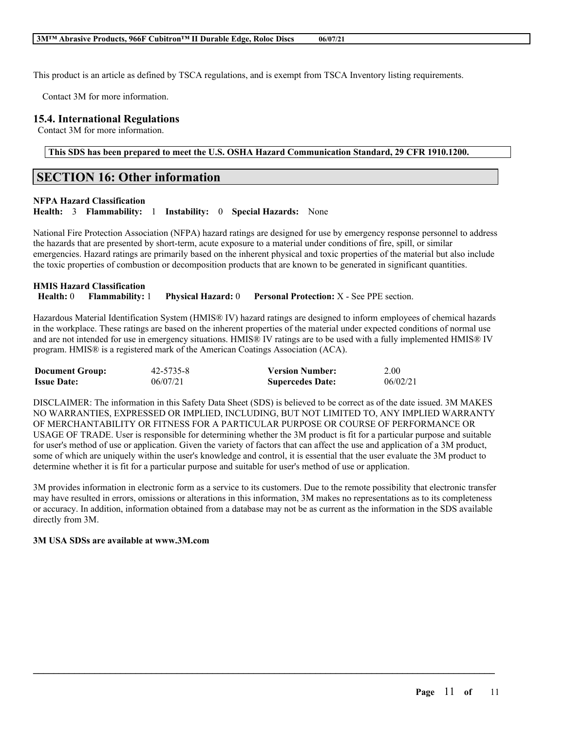This product is an article as defined by TSCA regulations, and is exempt from TSCA Inventory listing requirements.

Contact 3M for more information.

### 15.4. International Regulations

Contact 3M for more information.

**This SDS has been prepared to meet the U.S. OSHA Hazard Communication Standard, 29 CFR 1910.1200.**

## SECTION 16: Other information

**NFPA Hazard Classification**

**Health:** 3 **Flammability:** 1 **Instability:** 0 **Special Hazards:** None

National Fire Protection Association (NFPA) hazard ratings are designed for use by emergency response personnel to address the hazards that are presented by short-term, acute exposure to a material under conditions of fire, spill, or similar emergencies. Hazard ratings are primarily based on the inherent physical and toxic properties of the material but also include the toxic properties of combustion or decomposition products that are known to be generated in significant quantities.

**HMIS Hazard Classification**

**Health:** 0 **Flammability:** 1 **Physical Hazard:** 0 **Personal Protection:** X - See PPE section.

Hazardous Material Identification System (HMIS® IV) hazard ratings are designed to inform employees of chemical hazards in the workplace. These ratings are based on the inherent properties of the material under expected conditions of normal use and are not intended for use in emergency situations. HMIS® IV ratings are to be used with a fully implemented HMIS® IV program. HMIS® is a registered mark of the American Coatings Association (ACA).

| | | | |
|---|---|---|---|
| **Document Group:** | 42-5735-8 | **Version Number:** | 2.00 |
| **Issue Date:** | 06/07/21 | **Supercedes Date:** | 06/02/21 |

DISCLAIMER: The information in this Safety Data Sheet (SDS) is believed to be correct as of the date issued. 3M MAKES NO WARRANTIES, EXPRESSED OR IMPLIED, INCLUDING, BUT NOT LIMITED TO, ANY IMPLIED WARRANTY OF MERCHANTABILITY OR FITNESS FOR A PARTICULAR PURPOSE OR COURSE OF PERFORMANCE OR USAGE OF TRADE. User is responsible for determining whether the 3M product is fit for a particular purpose and suitable for user's method of use or application. Given the variety of factors that can affect the use and application of a 3M product, some of which are uniquely within the user's knowledge and control, it is essential that the user evaluate the 3M product to determine whether it is fit for a particular purpose and suitable for user's method of use or application.

3M provides information in electronic form as a service to its customers. Due to the remote possibility that electronic transfer may have resulted in errors, omissions or alterations in this information, 3M makes no representations as to its completeness or accuracy. In addition, information obtained from a database may not be as current as the information in the SDS available directly from 3M.

**3M USA SDSs are available at www.3M.com**